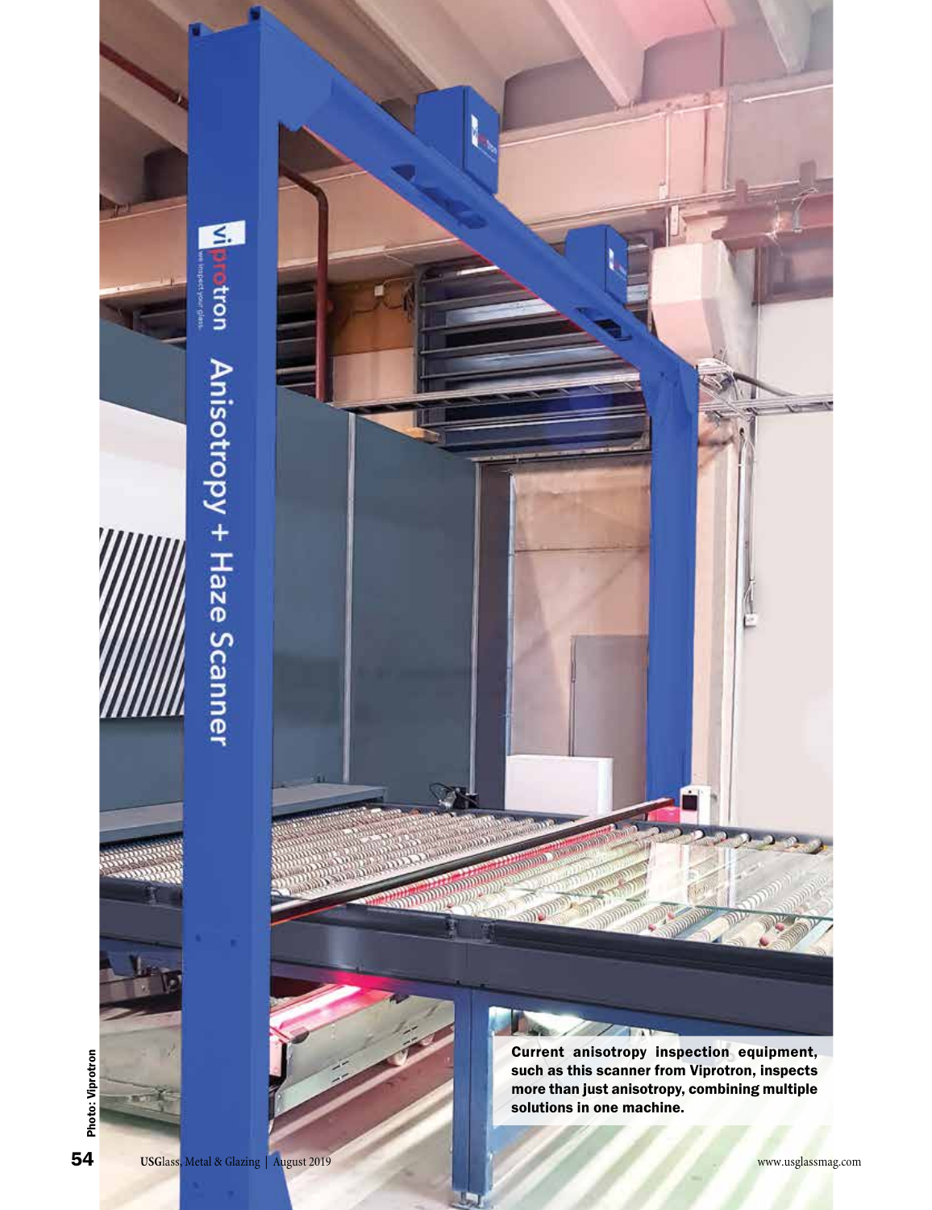Photo: Viprotron

Current anisotropy inspection equipment, such as this scanner from Viprotron, inspects more than just anisotropy, combining multiple solutions in one machine.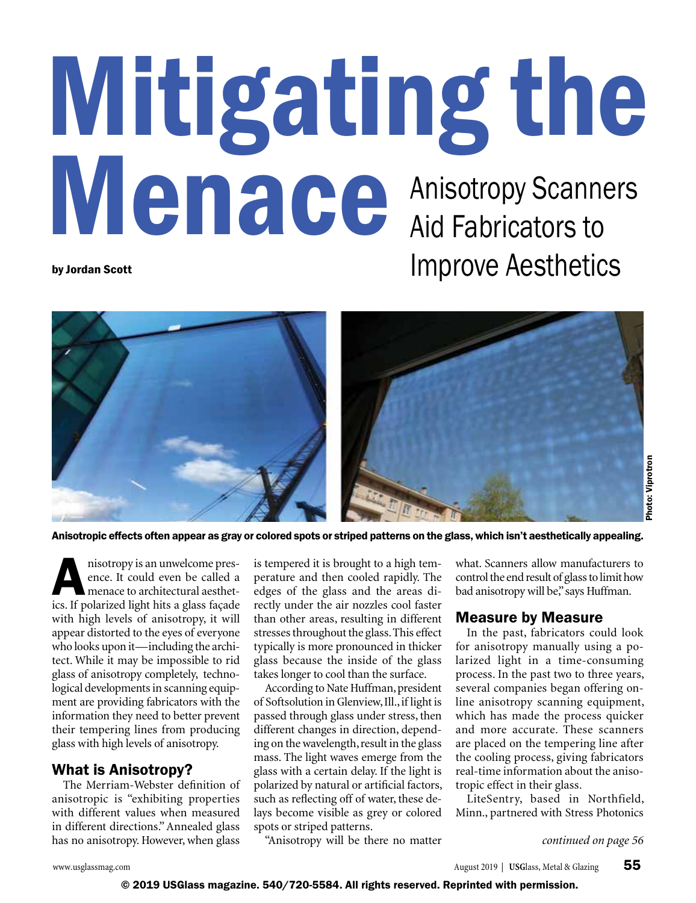# Mitigating the Menace

## Anisotropy Scanners Aid Fabricators to Improve Aesthetics

**by Jordan Scott**

Photo: Viprotron

**Anisotropic effects often appear as gray or colored spots or striped patterns on the glass, which isn't aesthetically appealing.**

Anisotropy is an unwelcome presence. It could even be called a menace to architectural aesthetics. If polarized light hits a glass façade with high levels of anisotropy, it will appear distorted to the eyes of everyone who looks upon it—including the architect. While it may be impossible to rid glass of anisotropy completely, technological developments in scanning equipment are providing fabricators with the information they need to better prevent their tempering lines from producing glass with high levels of anisotropy.

### What is Anisotropy?

The Merriam-Webster definition of anisotropic is "exhibiting properties with different values when measured in different directions." Annealed glass has no anisotropy. However, when glass is tempered it is brought to a high temperature and then cooled rapidly. The edges of the glass and the areas directly under the air nozzles cool faster than other areas, resulting in different stresses throughout the glass. This effect typically is more pronounced in thicker glass because the inside of the glass takes longer to cool than the surface.

According to Nate Huffman, president of Softsolution in Glenview, Ill., if light is passed through glass under stress, then different changes in direction, depending on the wavelength, result in the glass mass. The light waves emerge from the glass with a certain delay. If the light is polarized by natural or artificial factors, such as reflecting off of water, these delays become visible as grey or colored spots or striped patterns.

"Anisotropy will be there no matter what. Scanners allow manufacturers to control the end result of glass to limit how bad anisotropy will be," says Huffman.

### Measure by Measure

In the past, fabricators could look for anisotropy manually using a polarized light in a time-consuming process. In the past two to three years, several companies began offering online anisotropy scanning equipment, which has made the process quicker and more accurate. These scanners are placed on the tempering line after the cooling process, giving fabricators real-time information about the anisotropic effect in their glass.

LiteSentry, based in Northfield, Minn., partnered with Stress Photonics

*continued on page 56*

© 2019 USGlass magazine. 540/720-5584. All rights reserved. Reprinted with permission.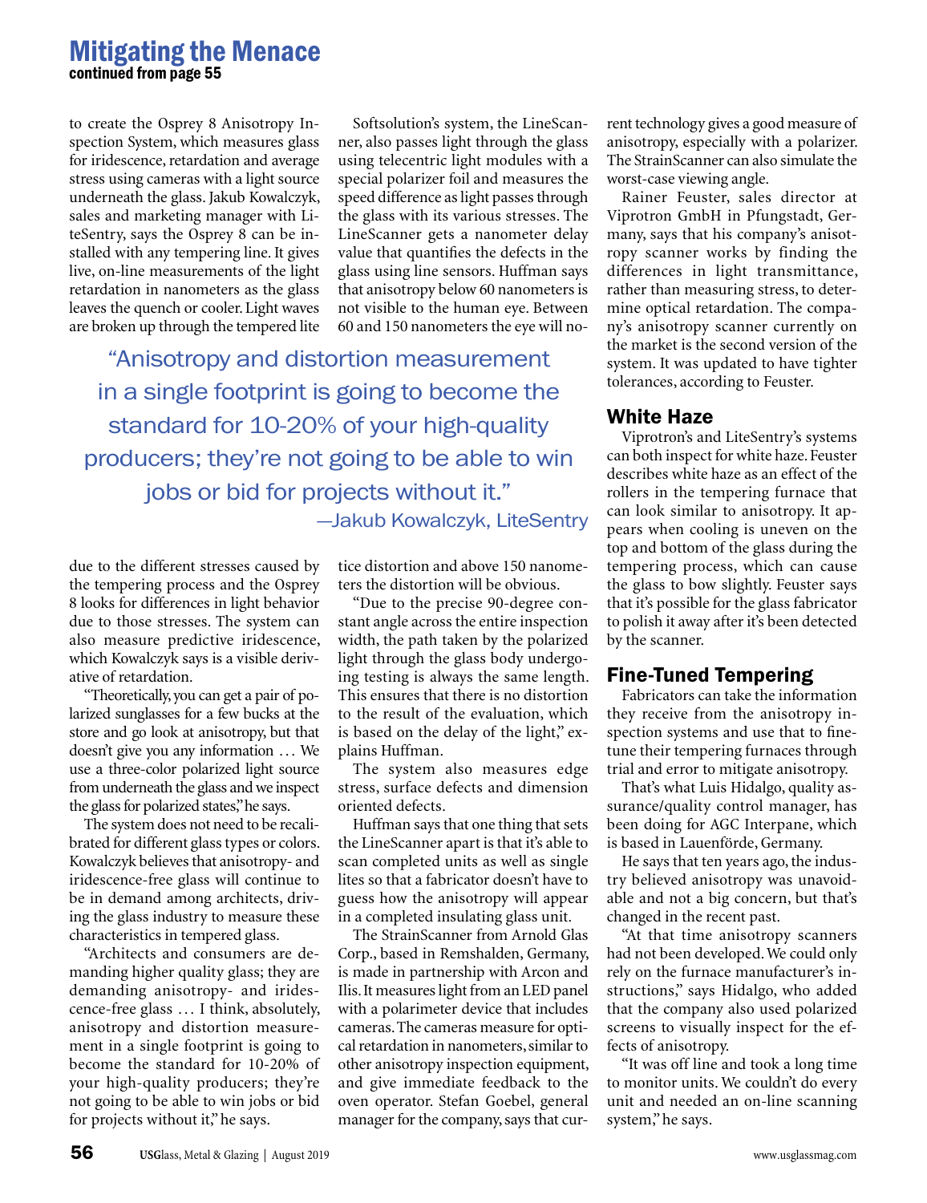# Mitigating the Menace

**continued from page 55**

to create the Osprey 8 Anisotropy Inspection System, which measures glass for iridescence, retardation and average stress using cameras with a light source underneath the glass. Jakub Kowalczyk, sales and marketing manager with LiteSentry, says the Osprey 8 can be installed with any tempering line. It gives live, on-line measurements of the light retardation in nanometers as the glass leaves the quench or cooler. Light waves are broken up through the tempered lite due to the different stresses caused by the tempering process and the Osprey 8 looks for differences in light behavior due to those stresses. The system can also measure predictive iridescence, which Kowalczyk says is a visible derivative of retardation.

"Theoretically, you can get a pair of polarized sunglasses for a few bucks at the store and go look at anisotropy, but that doesn't give you any information … We use a three-color polarized light source from underneath the glass and we inspect the glass for polarized states," he says.

The system does not need to be recalibrated for different glass types or colors. Kowalczyk believes that anisotropy- and iridescence-free glass will continue to be in demand among architects, driving the glass industry to measure these characteristics in tempered glass.

"Architects and consumers are demanding higher quality glass; they are demanding anisotropy- and iridescence-free glass … I think, absolutely, anisotropy and distortion measurement in a single footprint is going to become the standard for 10-20% of your high-quality producers; they're not going to be able to win jobs or bid for projects without it," he says.

> "Anisotropy and distortion measurement in a single footprint is going to become the standard for 10-20% of your high-quality producers; they're not going to be able to win jobs or bid for projects without it."
>
> —Jakub Kowalczyk, LiteSentry

Softsolution's system, the LineScanner, also passes light through the glass using telecentric light modules with a special polarizer foil and measures the speed difference as light passes through the glass with its various stresses. The LineScanner gets a nanometer delay value that quantifies the defects in the glass using line sensors. Huffman says that anisotropy below 60 nanometers is not visible to the human eye. Between 60 and 150 nanometers the eye will notice distortion and above 150 nanometers the distortion will be obvious.

"Due to the precise 90-degree constant angle across the entire inspection width, the path taken by the polarized light through the glass body undergoing testing is always the same length. This ensures that there is no distortion to the result of the evaluation, which is based on the delay of the light," explains Huffman.

The system also measures edge stress, surface defects and dimension oriented defects.

Huffman says that one thing that sets the LineScanner apart is that it's able to scan completed units as well as single lites so that a fabricator doesn't have to guess how the anisotropy will appear in a completed insulating glass unit.

The StrainScanner from Arnold Glas Corp., based in Remshalden, Germany, is made in partnership with Arcon and Ilis. It measures light from an LED panel with a polarimeter device that includes cameras. The cameras measure for optical retardation in nanometers, similar to other anisotropy inspection equipment, and give immediate feedback to the oven operator. Stefan Goebel, general manager for the company, says that current technology gives a good measure of anisotropy, especially with a polarizer. The StrainScanner can also simulate the worst-case viewing angle.

Rainer Feuster, sales director at Viprotron GmbH in Pfungstadt, Germany, says that his company's anisotropy scanner works by finding the differences in light transmittance, rather than measuring stress, to determine optical retardation. The company's anisotropy scanner currently on the market is the second version of the system. It was updated to have tighter tolerances, according to Feuster.

## White Haze

Viprotron's and LiteSentry's systems can both inspect for white haze. Feuster describes white haze as an effect of the rollers in the tempering furnace that can look similar to anisotropy. It appears when cooling is uneven on the top and bottom of the glass during the tempering process, which can cause the glass to bow slightly. Feuster says that it's possible for the glass fabricator to polish it away after it's been detected by the scanner.

## Fine-Tuned Tempering

Fabricators can take the information they receive from the anisotropy inspection systems and use that to fine-tune their tempering furnaces through trial and error to mitigate anisotropy.

That's what Luis Hidalgo, quality assurance/quality control manager, has been doing for AGC Interpane, which is based in Lauenförde, Germany.

He says that ten years ago, the industry believed anisotropy was unavoidable and not a big concern, but that's changed in the recent past.

"At that time anisotropy scanners had not been developed. We could only rely on the furnace manufacturer's instructions," says Hidalgo, who added that the company also used polarized screens to visually inspect for the effects of anisotropy.

"It was off line and took a long time to monitor units. We couldn't do every unit and needed an on-line scanning system," he says.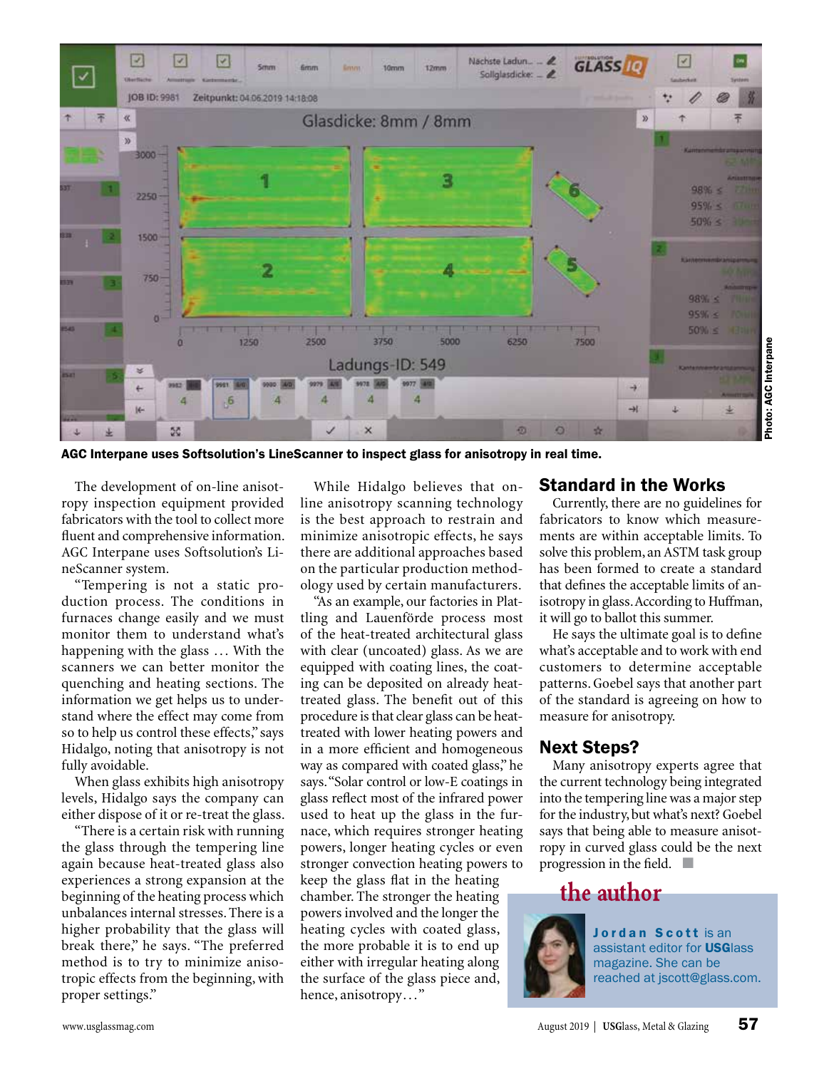AGC Interpane uses Softsolution's LineScanner to inspect glass for anisotropy in real time.

Photo: AGC Interpane

The development of on-line anisotropy inspection equipment provided fabricators with the tool to collect more fluent and comprehensive information. AGC Interpane uses Softsolution's LineScanner system.

"Tempering is not a static production process. The conditions in furnaces change easily and we must monitor them to understand what's happening with the glass … With the scanners we can better monitor the quenching and heating sections. The information we get helps us to understand where the effect may come from so to help us control these effects," says Hidalgo, noting that anisotropy is not fully avoidable.

When glass exhibits high anisotropy levels, Hidalgo says the company can either dispose of it or re-treat the glass.

"There is a certain risk with running the glass through the tempering line again because heat-treated glass also experiences a strong expansion at the beginning of the heating process which unbalances internal stresses. There is a higher probability that the glass will break there," he says. "The preferred method is to try to minimize anisotropic effects from the beginning, with proper settings."

While Hidalgo believes that on-line anisotropy scanning technology is the best approach to restrain and minimize anisotropic effects, he says there are additional approaches based on the particular production methodology used by certain manufacturers.

"As an example, our factories in Plattling and Lauenförde process most of the heat-treated architectural glass with clear (uncoated) glass. As we are equipped with coating lines, the coating can be deposited on already heat-treated glass. The benefit out of this procedure is that clear glass can be heat-treated with lower heating powers and in a more efficient and homogeneous way as compared with coated glass," he says. "Solar control or low-E coatings in glass reflect most of the infrared power used to heat up the glass in the furnace, which requires stronger heating powers, longer heating cycles or even stronger convection heating powers to keep the glass flat in the heating chamber. The stronger the heating powers involved and the longer the heating cycles with coated glass, the more probable it is to end up either with irregular heating along the surface of the glass piece and, hence, anisotropy…"

## Standard in the Works

Currently, there are no guidelines for fabricators to know which measurements are within acceptable limits. To solve this problem, an ASTM task group has been formed to create a standard that defines the acceptable limits of anisotropy in glass. According to Huffman, it will go to ballot this summer.

He says the ultimate goal is to define what's acceptable and to work with end customers to determine acceptable patterns. Goebel says that another part of the standard is agreeing on how to measure for anisotropy.

## Next Steps?

Many anisotropy experts agree that the current technology being integrated into the tempering line was a major step for the industry, but what's next? Goebel says that being able to measure anisotropy in curved glass could be the next progression in the field.

## the author

**Jordan Scott** is an assistant editor for **USG**lass magazine. She can be reached at jscott@glass.com.